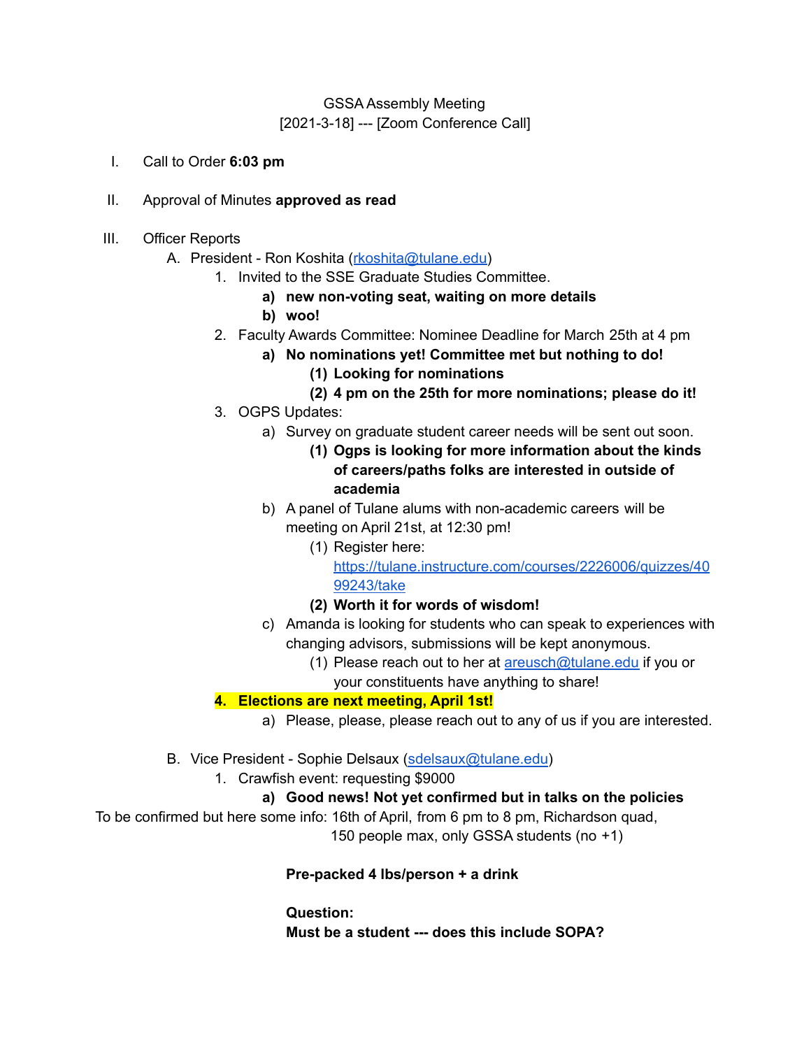GSSA Assembly Meeting
[2021-3-18] --- [Zoom Conference Call]

I. Call to Order **6:03 pm**

II. Approval of Minutes **approved as read**

III. Officer Reports
   A. President - Ron Koshita (rkoshita@tulane.edu)
      1. Invited to the SSE Graduate Studies Committee.
         a) **new non-voting seat, waiting on more details**
         b) **woo!**
      2. Faculty Awards Committee: Nominee Deadline for March 25th at 4 pm
         a) **No nominations yet! Committee met but nothing to do!**
            (1) **Looking for nominations**
            (2) **4 pm on the 25th for more nominations; please do it!**
      3. OGPS Updates:
         a) Survey on graduate student career needs will be sent out soon.
            (1) **Ogps is looking for more information about the kinds of careers/paths folks are interested in outside of academia**
         b) A panel of Tulane alums with non-academic careers will be meeting on April 21st, at 12:30 pm!
            (1) Register here: https://tulane.instructure.com/courses/2226006/quizzes/4099243/take
            (2) **Worth it for words of wisdom!**
         c) Amanda is looking for students who can speak to experiences with changing advisors, submissions will be kept anonymous.
            (1) Please reach out to her at areusch@tulane.edu if you or your constituents have anything to share!
      4. **Elections are next meeting, April 1st!**
         a) Please, please, please reach out to any of us if you are interested.

   B. Vice President - Sophie Delsaux (sdelsaux@tulane.edu)
      1. Crawfish event: requesting $9000
         a) **Good news! Not yet confirmed but in talks on the policies**

To be confirmed but here some info: 16th of April, from 6 pm to 8 pm, Richardson quad, 150 people max, only GSSA students (no +1)

**Pre-packed 4 lbs/person + a drink**

**Question:**
**Must be a student --- does this include SOPA?**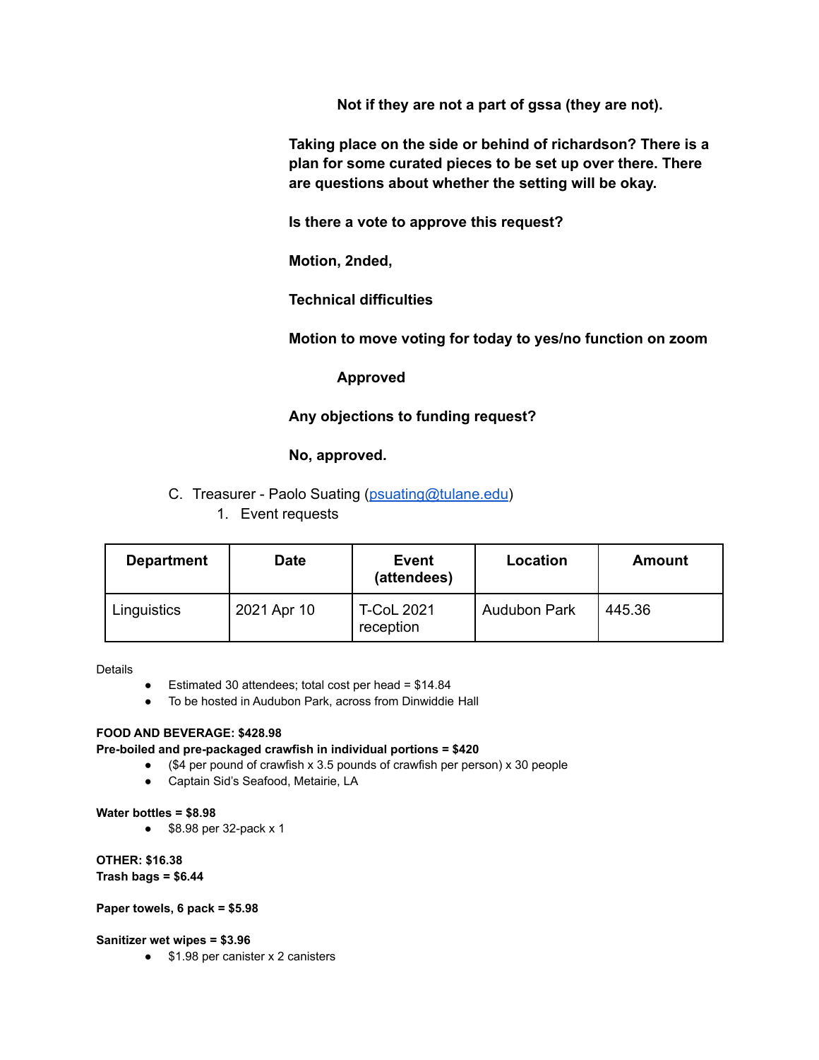**Not if they are not a part of gssa (they are not).**

**Taking place on the side or behind of richardson? There is a plan for some curated pieces to be set up over there. There are questions about whether the setting will be okay.**

**Is there a vote to approve this request?**

**Motion, 2nded,**

**Technical difficulties**

**Motion to move voting for today to yes/no function on zoom**

**Approved**

**Any objections to funding request?**

**No, approved.**

C. Treasurer - Paolo Suating (psuating@tulane.edu)

1. Event requests

| Department | Date | Event (attendees) | Location | Amount |
|---|---|---|---|---|
| Linguistics | 2021 Apr 10 | T-CoL 2021 reception | Audubon Park | 445.36 |

Details

- Estimated 30 attendees; total cost per head = $14.84
- To be hosted in Audubon Park, across from Dinwiddie Hall

**FOOD AND BEVERAGE: $428.98**

**Pre-boiled and pre-packaged crawfish in individual portions = $420**

- ($4 per pound of crawfish x 3.5 pounds of crawfish per person) x 30 people
- Captain Sid's Seafood, Metairie, LA

**Water bottles = $8.98**

- $8.98 per 32-pack x 1

**OTHER: $16.38**

**Trash bags = $6.44**

**Paper towels, 6 pack = $5.98**

**Sanitizer wet wipes = $3.96**

- $1.98 per canister x 2 canisters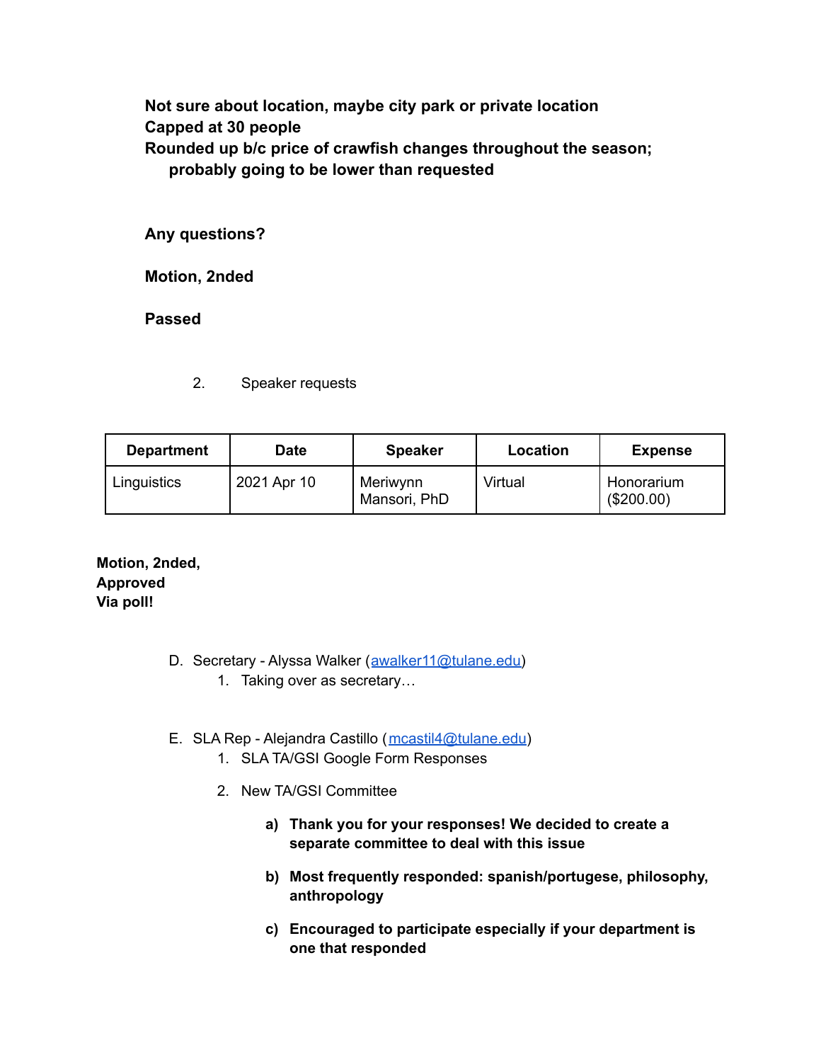**Not sure about location, maybe city park or private location**
**Capped at 30 people**
**Rounded up b/c price of crawfish changes throughout the season; probably going to be lower than requested**

**Any questions?**

**Motion, 2nded**

**Passed**

2. Speaker requests

| Department | Date | Speaker | Location | Expense |
|---|---|---|---|---|
| Linguistics | 2021 Apr 10 | Meriwynn Mansori, PhD | Virtual | Honorarium ($200.00) |

**Motion, 2nded,**
**Approved**
**Via poll!**

D. Secretary - Alyssa Walker (awalker11@tulane.edu)
   1. Taking over as secretary…

E. SLA Rep - Alejandra Castillo (mcastil4@tulane.edu)
   1. SLA TA/GSI Google Form Responses
   2. New TA/GSI Committee
      a) **Thank you for your responses! We decided to create a separate committee to deal with this issue**
      b) **Most frequently responded: spanish/portugese, philosophy, anthropology**
      c) **Encouraged to participate especially if your department is one that responded**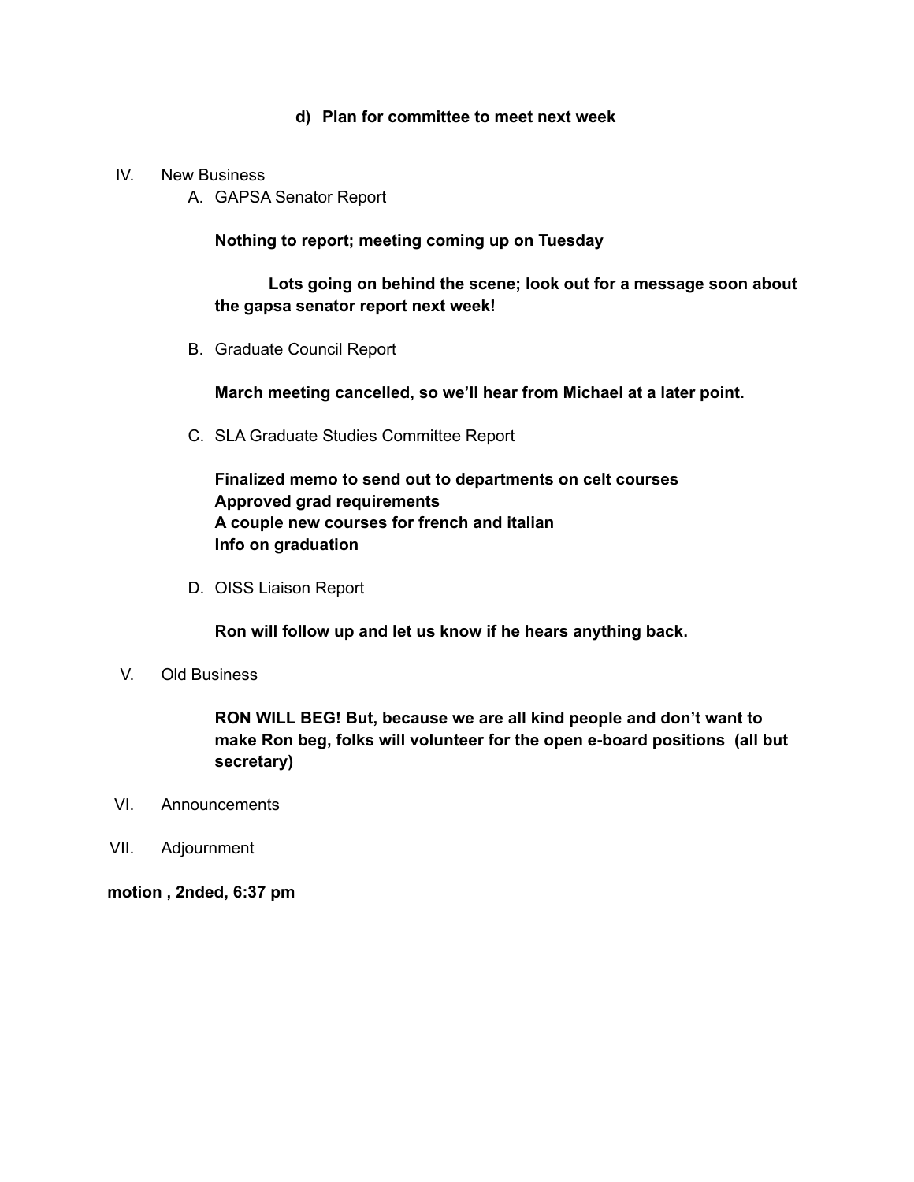**d) Plan for committee to meet next week**

IV. New Business

A. GAPSA Senator Report

**Nothing to report; meeting coming up on Tuesday**

**Lots going on behind the scene; look out for a message soon about the gapsa senator report next week!**

B. Graduate Council Report

**March meeting cancelled, so we'll hear from Michael at a later point.**

C. SLA Graduate Studies Committee Report

**Finalized memo to send out to departments on celt courses**
**Approved grad requirements**
**A couple new courses for french and italian**
**Info on graduation**

D. OISS Liaison Report

**Ron will follow up and let us know if he hears anything back.**

V. Old Business

**RON WILL BEG! But, because we are all kind people and don't want to make Ron beg, folks will volunteer for the open e-board positions (all but secretary)**

VI. Announcements

VII. Adjournment

**motion , 2nded, 6:37 pm**